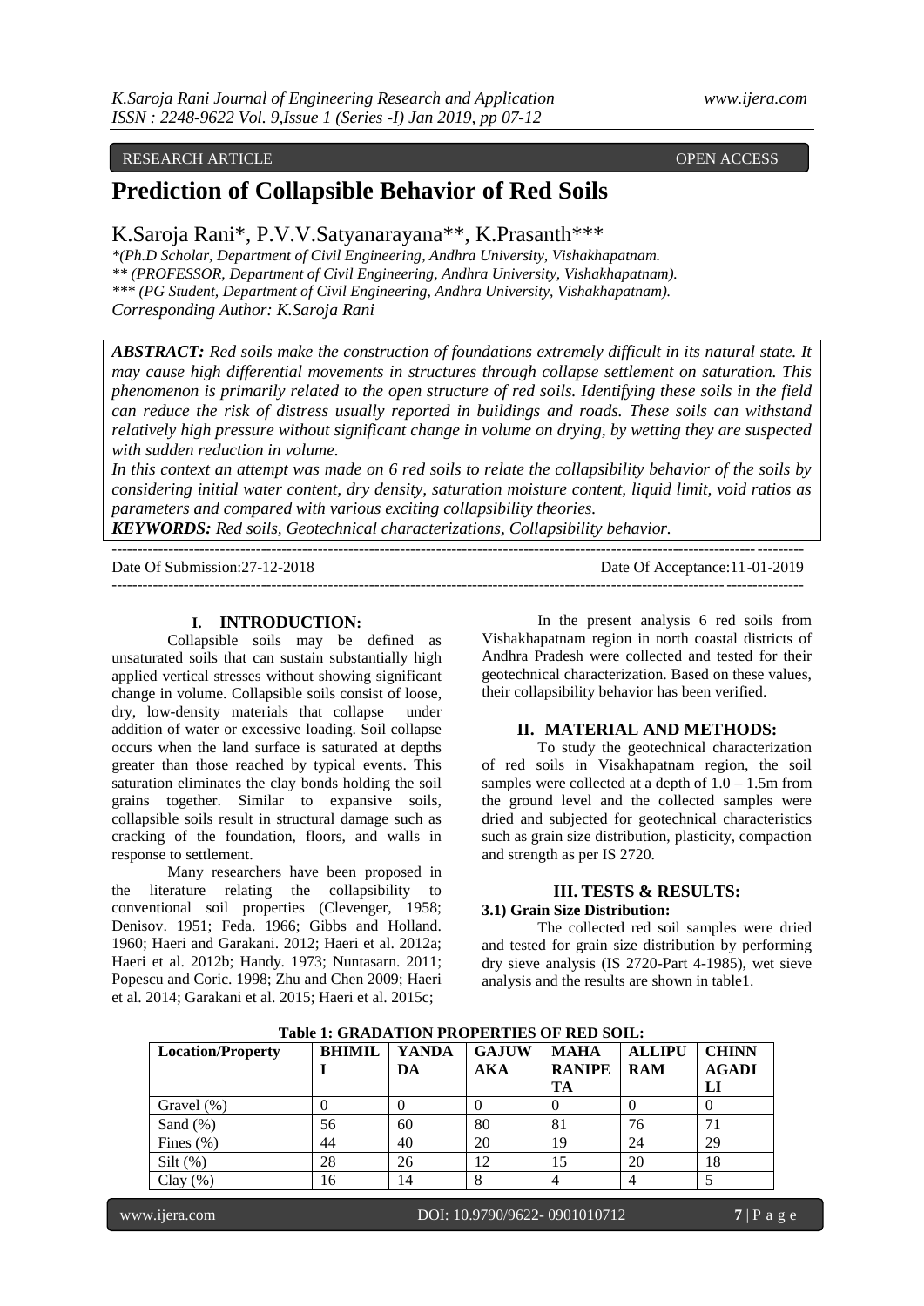RESEARCH ARTICLE OPEN ACCESS

# Prediction of Collapsible Behavior of Red Soils

K.Saroja Rani*, P.V.V.Satyanarayana**, K.Prasanth***

*\*(Ph.D Scholar, Department of Civil Engineering, Andhra University, Vishakhapatnam.*
*\*\* (PROFESSOR, Department of Civil Engineering, Andhra University, Vishakhapatnam).*
*\*\*\* (PG Student, Department of Civil Engineering, Andhra University, Vishakhapatnam).*
*Corresponding Author: K.Saroja Rani*

***ABSTRACT:*** *Red soils make the construction of foundations extremely difficult in its natural state. It may cause high differential movements in structures through collapse settlement on saturation. This phenomenon is primarily related to the open structure of red soils. Identifying these soils in the field can reduce the risk of distress usually reported in buildings and roads. These soils can withstand relatively high pressure without significant change in volume on drying, by wetting they are suspected with sudden reduction in volume.*

*In this context an attempt was made on 6 red soils to relate the collapsibility behavior of the soils by considering initial water content, dry density, saturation moisture content, liquid limit, void ratios as parameters and compared with various exciting collapsibility theories.*

***KEYWORDS:*** *Red soils, Geotechnical characterizations, Collapsibility behavior.*

Date Of Submission:27-12-2018 Date Of Acceptance:11-01-2019

## I. INTRODUCTION:

Collapsible soils may be defined as unsaturated soils that can sustain substantially high applied vertical stresses without showing significant change in volume. Collapsible soils consist of loose, dry, low-density materials that collapse under addition of water or excessive loading. Soil collapse occurs when the land surface is saturated at depths greater than those reached by typical events. This saturation eliminates the clay bonds holding the soil grains together. Similar to expansive soils, collapsible soils result in structural damage such as cracking of the foundation, floors, and walls in response to settlement.

Many researchers have been proposed in the literature relating the collapsibility to conventional soil properties (Clevenger, 1958; Denisov. 1951; Feda. 1966; Gibbs and Holland. 1960; Haeri and Garakani. 2012; Haeri et al. 2012a; Haeri et al. 2012b; Handy. 1973; Nuntasarn. 2011; Popescu and Coric. 1998; Zhu and Chen 2009; Haeri et al. 2014; Garakani et al. 2015; Haeri et al. 2015c;

In the present analysis 6 red soils from Vishakhapatnam region in north coastal districts of Andhra Pradesh were collected and tested for their geotechnical characterization. Based on these values, their collapsibility behavior has been verified.

## II. MATERIAL AND METHODS:

To study the geotechnical characterization of red soils in Visakhapatnam region, the soil samples were collected at a depth of 1.0 – 1.5m from the ground level and the collected samples were dried and subjected for geotechnical characteristics such as grain size distribution, plasticity, compaction and strength as per IS 2720.

## III. TESTS & RESULTS:

### 3.1) Grain Size Distribution:

The collected red soil samples were dried and tested for grain size distribution by performing dry sieve analysis (IS 2720-Part 4-1985), wet sieve analysis and the results are shown in table1.

**Table 1: GRADATION PROPERTIES OF RED SOIL:**

| Location/Property | BHIMILI | YANDADA | GAJUWAKA | MAHARANIPETA | ALLIPURAM | CHINNAGADILI |
|---|---|---|---|---|---|---|
| Gravel (%) | 0 | 0 | 0 | 0 | 0 | 0 |
| Sand (%) | 56 | 60 | 80 | 81 | 76 | 71 |
| Fines (%) | 44 | 40 | 20 | 19 | 24 | 29 |
| Silt (%) | 28 | 26 | 12 | 15 | 20 | 18 |
| Clay (%) | 16 | 14 | 8 | 4 | 4 | 5 |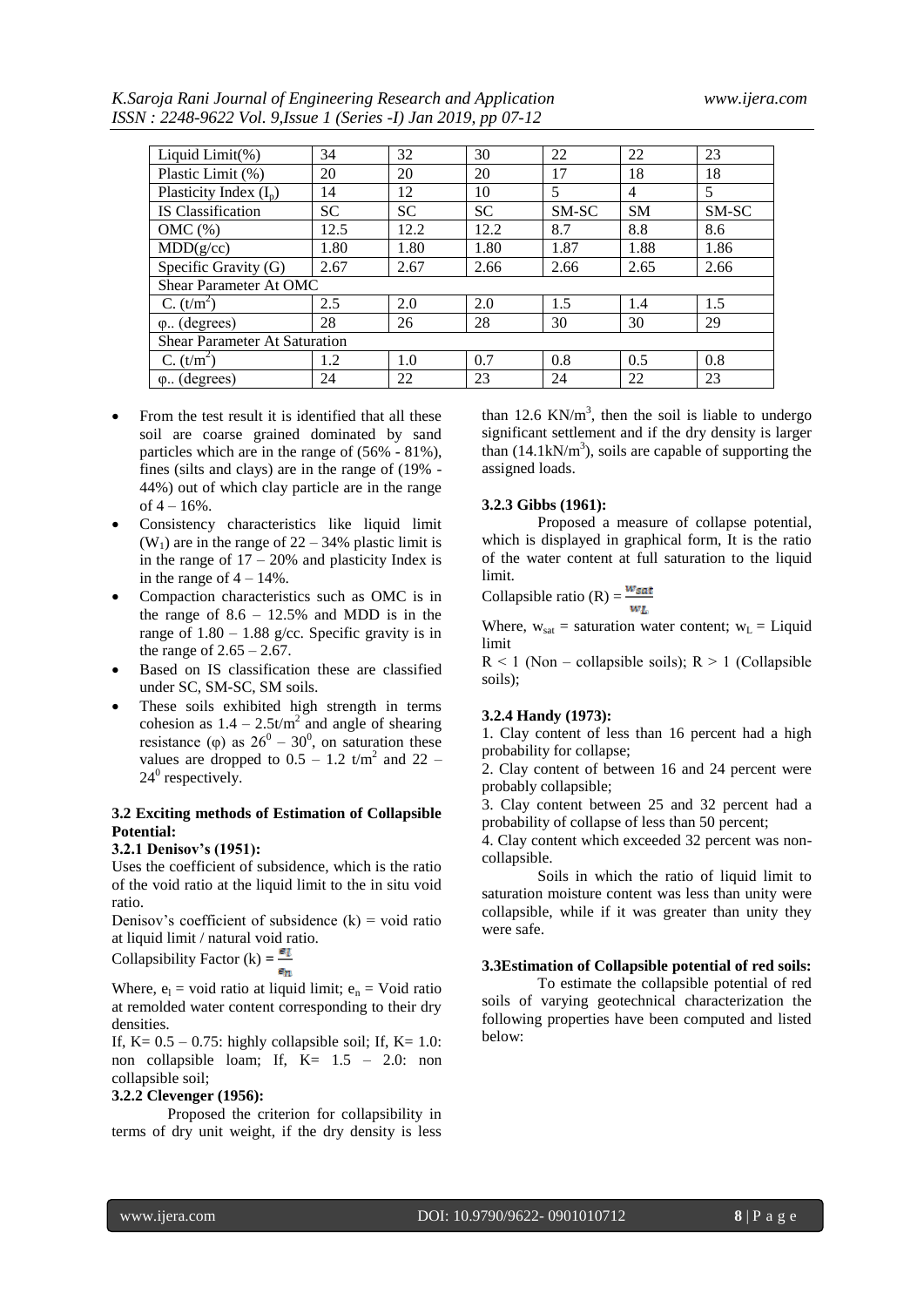| Liquid Limit(%) | 34 | 32 | 30 | 22 | 22 | 23 |
|---|---|---|---|---|---|---|
| Plastic Limit (%) | 20 | 20 | 20 | 17 | 18 | 18 |
| Plasticity Index ($I_p$) | 14 | 12 | 10 | 5 | 4 | 5 |
| IS Classification | SC | SC | SC | SM-SC | SM | SM-SC |
| OMC (%) | 12.5 | 12.2 | 12.2 | 8.7 | 8.8 | 8.6 |
| MDD(g/cc) | 1.80 | 1.80 | 1.80 | 1.87 | 1.88 | 1.86 |
| Specific Gravity (G) | 2.67 | 2.67 | 2.66 | 2.66 | 2.65 | 2.66 |
| Shear Parameter At OMC | | | | | | |
| C. ($t/m^2$) | 2.5 | 2.0 | 2.0 | 1.5 | 1.4 | 1.5 |
| φ.. (degrees) | 28 | 26 | 28 | 30 | 30 | 29 |
| Shear Parameter At Saturation | | | | | | |
| C. ($t/m^2$) | 1.2 | 1.0 | 0.7 | 0.8 | 0.5 | 0.8 |
| φ.. (degrees) | 24 | 22 | 23 | 24 | 22 | 23 |

- From the test result it is identified that all these soil are coarse grained dominated by sand particles which are in the range of (56% - 81%), fines (silts and clays) are in the range of (19% - 44%) out of which clay particle are in the range of 4 – 16%.
- Consistency characteristics like liquid limit ($W_1$) are in the range of 22 – 34% plastic limit is in the range of 17 – 20% and plasticity Index is in the range of 4 – 14%.
- Compaction characteristics such as OMC is in the range of 8.6 – 12.5% and MDD is in the range of 1.80 – 1.88 g/cc. Specific gravity is in the range of 2.65 – 2.67.
- Based on IS classification these are classified under SC, SM-SC, SM soils.
- These soils exhibited high strength in terms cohesion as 1.4 – 2.5$t/m^2$ and angle of shearing resistance (φ) as $26^0$ – $30^0$, on saturation these values are dropped to 0.5 – 1.2 $t/m^2$ and 22 – $24^0$ respectively.

### 3.2 Exciting methods of Estimation of Collapsible Potential:

#### 3.2.1 Denisov's (1951):

Uses the coefficient of subsidence, which is the ratio of the void ratio at the liquid limit to the in situ void ratio.

Denisov's coefficient of subsidence (k) = void ratio at liquid limit / natural void ratio.

Collapsibility Factor (k) = $\frac{e_l}{e_n}$

Where, $e_l$ = void ratio at liquid limit; $e_n$ = Void ratio at remolded water content corresponding to their dry densities.

If, K= 0.5 – 0.75: highly collapsible soil; If, K= 1.0: non collapsible loam; If, K= 1.5 – 2.0: non collapsible soil;

#### 3.2.2 Clevenger (1956):

Proposed the criterion for collapsibility in terms of dry unit weight, if the dry density is less than 12.6 $KN/m^3$, then the soil is liable to undergo significant settlement and if the dry density is larger than (14.1$kN/m^3$), soils are capable of supporting the assigned loads.

#### 3.2.3 Gibbs (1961):

Proposed a measure of collapse potential, which is displayed in graphical form, It is the ratio of the water content at full saturation to the liquid limit.

Collapsible ratio (R) = $\frac{w_{sat}}{w_L}$

Where, $w_{sat}$ = saturation water content; $w_L$ = Liquid limit

R < 1 (Non – collapsible soils); R > 1 (Collapsible soils);

#### 3.2.4 Handy (1973):

1. Clay content of less than 16 percent had a high probability for collapse;
2. Clay content of between 16 and 24 percent were probably collapsible;
3. Clay content between 25 and 32 percent had a probability of collapse of less than 50 percent;
4. Clay content which exceeded 32 percent was non-collapsible.

Soils in which the ratio of liquid limit to saturation moisture content was less than unity were collapsible, while if it was greater than unity they were safe.

### 3.3 Estimation of Collapsible potential of red soils:

To estimate the collapsible potential of red soils of varying geotechnical characterization the following properties have been computed and listed below: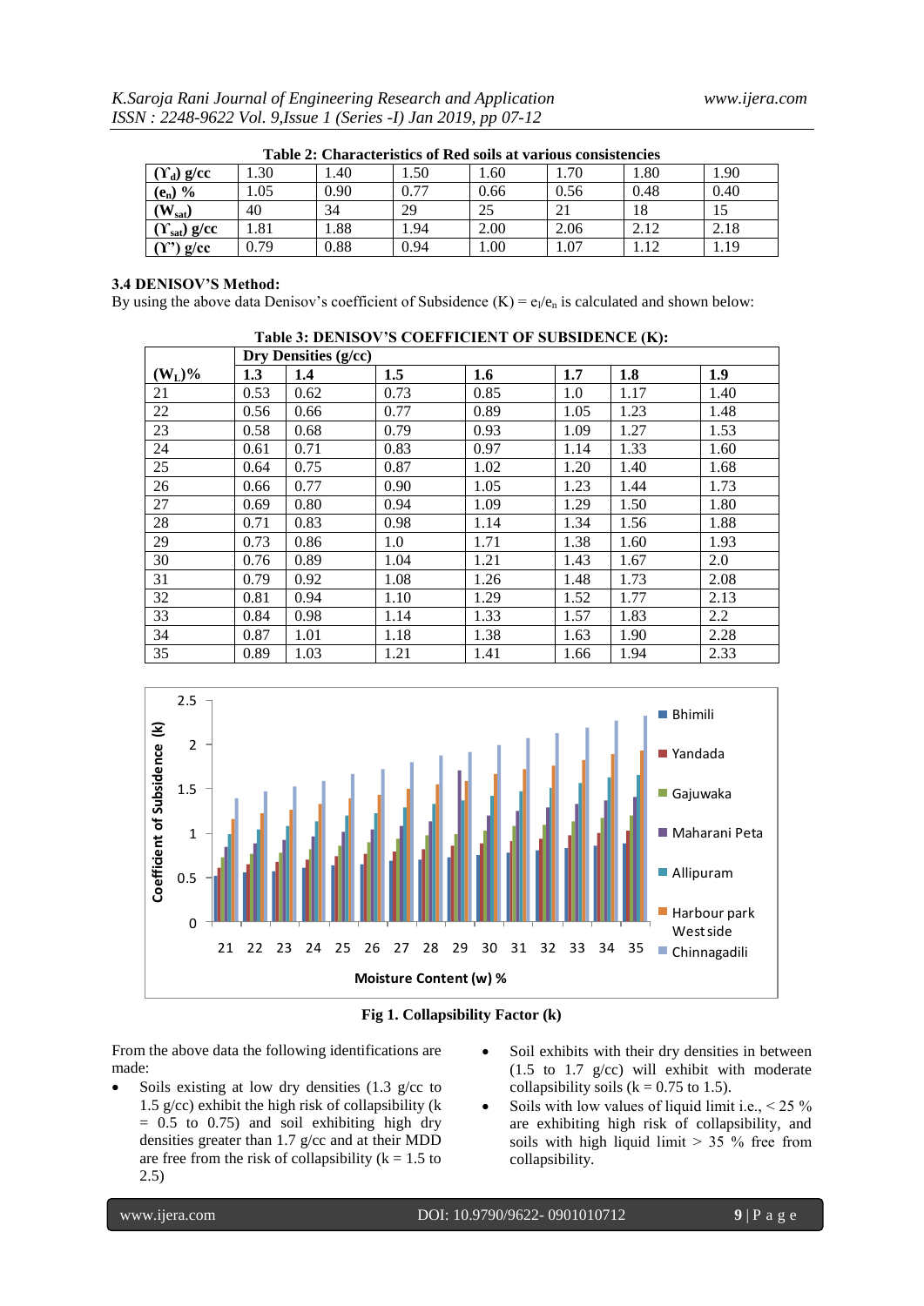**Table 2: Characteristics of Red soils at various consistencies**

| $(\Upsilon_d)$ g/cc | 1.30 | 1.40 | 1.50 | 1.60 | 1.70 | 1.80 | 1.90 |
|---|---|---|---|---|---|---|---|
| $(e_n)$ % | 1.05 | 0.90 | 0.77 | 0.66 | 0.56 | 0.48 | 0.40 |
| $(W_{sat})$ | 40 | 34 | 29 | 25 | 21 | 18 | 15 |
| $(\Upsilon_{sat})$ g/cc | 1.81 | 1.88 | 1.94 | 2.00 | 2.06 | 2.12 | 2.18 |
| $(\Upsilon')$ g/cc | 0.79 | 0.88 | 0.94 | 1.00 | 1.07 | 1.12 | 1.19 |

### 3.4 DENISOV'S Method:

By using the above data Denisov's coefficient of Subsidence $(K) = e_l/e_n$ is calculated and shown below:

**Table 3: DENISOV'S COEFFICIENT OF SUBSIDENCE (K):**

| | Dry Densities (g/cc) | | | | | | |
|---|---|---|---|---|---|---|---|
| $(W_L)$% | 1.3 | 1.4 | 1.5 | 1.6 | 1.7 | 1.8 | 1.9 |
| 21 | 0.53 | 0.62 | 0.73 | 0.85 | 1.0 | 1.17 | 1.40 |
| 22 | 0.56 | 0.66 | 0.77 | 0.89 | 1.05 | 1.23 | 1.48 |
| 23 | 0.58 | 0.68 | 0.79 | 0.93 | 1.09 | 1.27 | 1.53 |
| 24 | 0.61 | 0.71 | 0.83 | 0.97 | 1.14 | 1.33 | 1.60 |
| 25 | 0.64 | 0.75 | 0.87 | 1.02 | 1.20 | 1.40 | 1.68 |
| 26 | 0.66 | 0.77 | 0.90 | 1.05 | 1.23 | 1.44 | 1.73 |
| 27 | 0.69 | 0.80 | 0.94 | 1.09 | 1.29 | 1.50 | 1.80 |
| 28 | 0.71 | 0.83 | 0.98 | 1.14 | 1.34 | 1.56 | 1.88 |
| 29 | 0.73 | 0.86 | 1.0 | 1.71 | 1.38 | 1.60 | 1.93 |
| 30 | 0.76 | 0.89 | 1.04 | 1.21 | 1.43 | 1.67 | 2.0 |
| 31 | 0.79 | 0.92 | 1.08 | 1.26 | 1.48 | 1.73 | 2.08 |
| 32 | 0.81 | 0.94 | 1.10 | 1.29 | 1.52 | 1.77 | 2.13 |
| 33 | 0.84 | 0.98 | 1.14 | 1.33 | 1.57 | 1.83 | 2.2 |
| 34 | 0.87 | 1.01 | 1.18 | 1.38 | 1.63 | 1.90 | 2.28 |
| 35 | 0.89 | 1.03 | 1.21 | 1.41 | 1.66 | 1.94 | 2.33 |

**Fig 1. Collapsibility Factor (k)**

From the above data the following identifications are made:

- Soils existing at low dry densities (1.3 g/cc to 1.5 g/cc) exhibit the high risk of collapsibility (k = 0.5 to 0.75) and soil exhibiting high dry densities greater than 1.7 g/cc and at their MDD are free from the risk of collapsibility (k = 1.5 to 2.5)
- Soil exhibits with their dry densities in between (1.5 to 1.7 g/cc) will exhibit with moderate collapsibility soils (k = 0.75 to 1.5).
- Soils with low values of liquid limit i.e., < 25 % are exhibiting high risk of collapsibility, and soils with high liquid limit > 35 % free from collapsibility.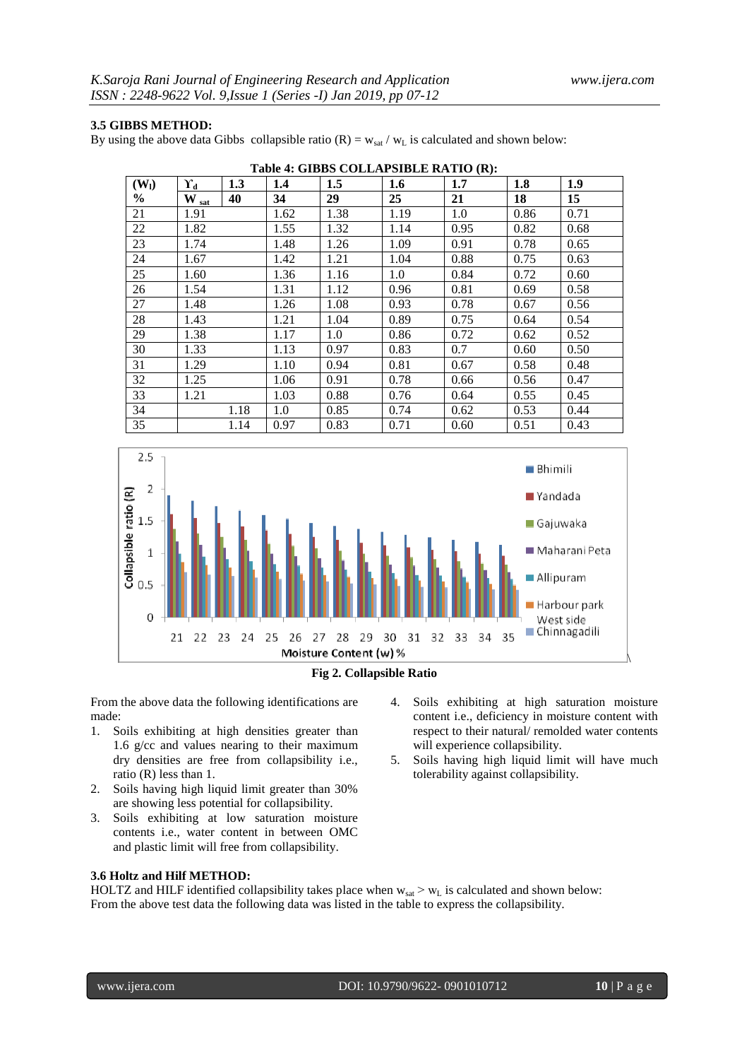### 3.5 GIBBS METHOD:

By using the above data Gibbs collapsible ratio (R) = $w_{sat}$ / $w_L$ is calculated and shown below:

**Table 4: GIBBS COLLAPSIBLE RATIO (R):**

| ($W_l$) | $\Upsilon_d$ 1.3 | 1.4 | 1.5 | 1.6 | 1.7 | 1.8 | 1.9 |
|---|---|---|---|---|---|---|---|
| % | $W_{sat}$ 40 | 34 | 29 | 25 | 21 | 18 | 15 |
| 21 | 1.91 | 1.62 | 1.38 | 1.19 | 1.0 | 0.86 | 0.71 |
| 22 | 1.82 | 1.55 | 1.32 | 1.14 | 0.95 | 0.82 | 0.68 |
| 23 | 1.74 | 1.48 | 1.26 | 1.09 | 0.91 | 0.78 | 0.65 |
| 24 | 1.67 | 1.42 | 1.21 | 1.04 | 0.88 | 0.75 | 0.63 |
| 25 | 1.60 | 1.36 | 1.16 | 1.0 | 0.84 | 0.72 | 0.60 |
| 26 | 1.54 | 1.31 | 1.12 | 0.96 | 0.81 | 0.69 | 0.58 |
| 27 | 1.48 | 1.26 | 1.08 | 0.93 | 0.78 | 0.67 | 0.56 |
| 28 | 1.43 | 1.21 | 1.04 | 0.89 | 0.75 | 0.64 | 0.54 |
| 29 | 1.38 | 1.17 | 1.0 | 0.86 | 0.72 | 0.62 | 0.52 |
| 30 | 1.33 | 1.13 | 0.97 | 0.83 | 0.7 | 0.60 | 0.50 |
| 31 | 1.29 | 1.10 | 0.94 | 0.81 | 0.67 | 0.58 | 0.48 |
| 32 | 1.25 | 1.06 | 0.91 | 0.78 | 0.66 | 0.56 | 0.47 |
| 33 | 1.21 | 1.03 | 0.88 | 0.76 | 0.64 | 0.55 | 0.45 |
| 34 | 1.18 | 1.0 | 0.85 | 0.74 | 0.62 | 0.53 | 0.44 |
| 35 | 1.14 | 0.97 | 0.83 | 0.71 | 0.60 | 0.51 | 0.43 |

**Fig 2. Collapsible Ratio**

From the above data the following identifications are made:

1. Soils exhibiting at high densities greater than 1.6 g/cc and values nearing to their maximum dry densities are free from collapsibility i.e., ratio (R) less than 1.
2. Soils having high liquid limit greater than 30% are showing less potential for collapsibility.
3. Soils exhibiting at low saturation moisture contents i.e., water content in between OMC and plastic limit will free from collapsibility.
4. Soils exhibiting at high saturation moisture content i.e., deficiency in moisture content with respect to their natural/ remolded water contents will experience collapsibility.
5. Soils having high liquid limit will have much tolerability against collapsibility.

### 3.6 Holtz and Hilf METHOD:

HOLTZ and HILF identified collapsibility takes place when $w_{sat} > w_L$ is calculated and shown below:
From the above test data the following data was listed in the table to express the collapsibility.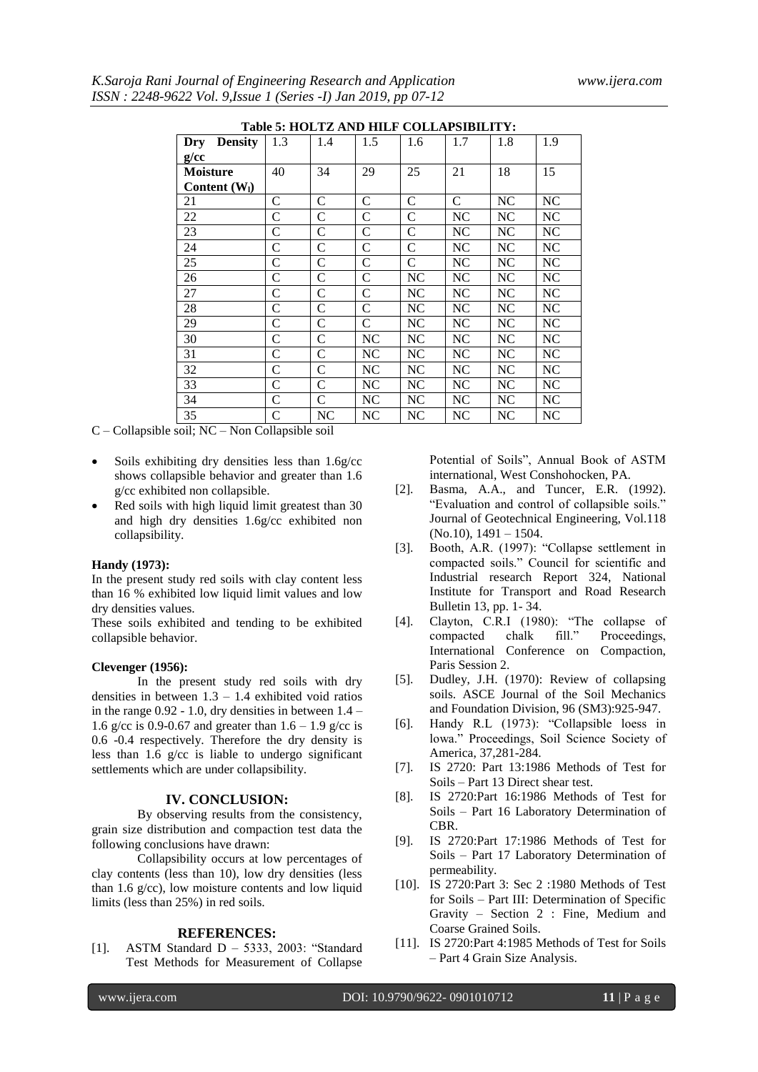**Table 5: HOLTZ AND HILF COLLAPSIBILITY:**

| Dry Density g/cc | 1.3 | 1.4 | 1.5 | 1.6 | 1.7 | 1.8 | 1.9 |
|---|---|---|---|---|---|---|---|
| Moisture Content ($W_l$) | 40 | 34 | 29 | 25 | 21 | 18 | 15 |
| 21 | C | C | C | C | C | NC | NC |
| 22 | C | C | C | C | NC | NC | NC |
| 23 | C | C | C | C | NC | NC | NC |
| 24 | C | C | C | C | NC | NC | NC |
| 25 | C | C | C | C | NC | NC | NC |
| 26 | C | C | C | NC | NC | NC | NC |
| 27 | C | C | C | NC | NC | NC | NC |
| 28 | C | C | C | NC | NC | NC | NC |
| 29 | C | C | C | NC | NC | NC | NC |
| 30 | C | C | NC | NC | NC | NC | NC |
| 31 | C | C | NC | NC | NC | NC | NC |
| 32 | C | C | NC | NC | NC | NC | NC |
| 33 | C | C | NC | NC | NC | NC | NC |
| 34 | C | C | NC | NC | NC | NC | NC |
| 35 | C | NC | NC | NC | NC | NC | NC |

C – Collapsible soil; NC – Non Collapsible soil

- Soils exhibiting dry densities less than 1.6g/cc shows collapsible behavior and greater than 1.6 g/cc exhibited non collapsible.
- Red soils with high liquid limit greatest than 30 and high dry densities 1.6g/cc exhibited non collapsibility.

**Handy (1973):**

In the present study red soils with clay content less than 16 % exhibited low liquid limit values and low dry densities values.

These soils exhibited and tending to be exhibited collapsible behavior.

**Clevenger (1956):**

In the present study red soils with dry densities in between 1.3 – 1.4 exhibited void ratios in the range 0.92 - 1.0, dry densities in between 1.4 – 1.6 g/cc is 0.9-0.67 and greater than 1.6 – 1.9 g/cc is 0.6 -0.4 respectively. Therefore the dry density is less than 1.6 g/cc is liable to undergo significant settlements which are under collapsibility.

## IV. CONCLUSION:

By observing results from the consistency, grain size distribution and compaction test data the following conclusions have drawn:

Collapsibility occurs at low percentages of clay contents (less than 10), low dry densities (less than 1.6 g/cc), low moisture contents and low liquid limits (less than 25%) in red soils.

## REFERENCES:

[1]. ASTM Standard D – 5333, 2003: "Standard Test Methods for Measurement of Collapse Potential of Soils", Annual Book of ASTM international, West Conshohocken, PA.

[2]. Basma, A.A., and Tuncer, E.R. (1992). "Evaluation and control of collapsible soils." Journal of Geotechnical Engineering, Vol.118 (No.10), 1491 – 1504.

[3]. Booth, A.R. (1997): "Collapse settlement in compacted soils." Council for scientific and Industrial research Report 324, National Institute for Transport and Road Research Bulletin 13, pp. 1- 34.

[4]. Clayton, C.R.I (1980): "The collapse of compacted chalk fill." Proceedings, International Conference on Compaction, Paris Session 2.

[5]. Dudley, J.H. (1970): Review of collapsing soils. ASCE Journal of the Soil Mechanics and Foundation Division, 96 (SM3):925-947.

[6]. Handy R.L (1973): "Collapsible loess in lowa." Proceedings, Soil Science Society of America, 37,281-284.

[7]. IS 2720: Part 13:1986 Methods of Test for Soils – Part 13 Direct shear test.

[8]. IS 2720:Part 16:1986 Methods of Test for Soils – Part 16 Laboratory Determination of CBR.

[9]. IS 2720:Part 17:1986 Methods of Test for Soils – Part 17 Laboratory Determination of permeability.

[10]. IS 2720:Part 3: Sec 2 :1980 Methods of Test for Soils – Part III: Determination of Specific Gravity – Section 2 : Fine, Medium and Coarse Grained Soils.

[11]. IS 2720:Part 4:1985 Methods of Test for Soils – Part 4 Grain Size Analysis.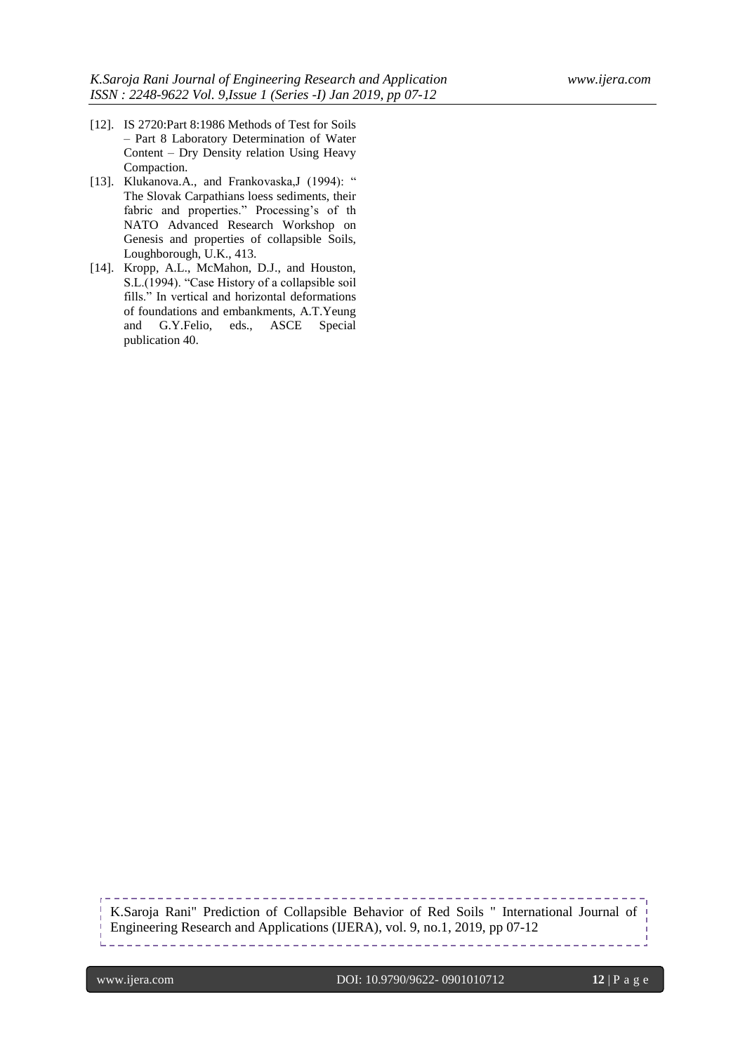[12]. IS 2720:Part 8:1986 Methods of Test for Soils – Part 8 Laboratory Determination of Water Content – Dry Density relation Using Heavy Compaction.

[13]. Klukanova.A., and Frankovaska,J (1994): " The Slovak Carpathians loess sediments, their fabric and properties." Processing's of th NATO Advanced Research Workshop on Genesis and properties of collapsible Soils, Loughborough, U.K., 413.

[14]. Kropp, A.L., McMahon, D.J., and Houston, S.L.(1994). "Case History of a collapsible soil fills." In vertical and horizontal deformations of foundations and embankments, A.T.Yeung and G.Y.Felio, eds., ASCE Special publication 40.

K.Saroja Rani" Prediction of Collapsible Behavior of Red Soils " International Journal of Engineering Research and Applications (IJERA), vol. 9, no.1, 2019, pp 07-12